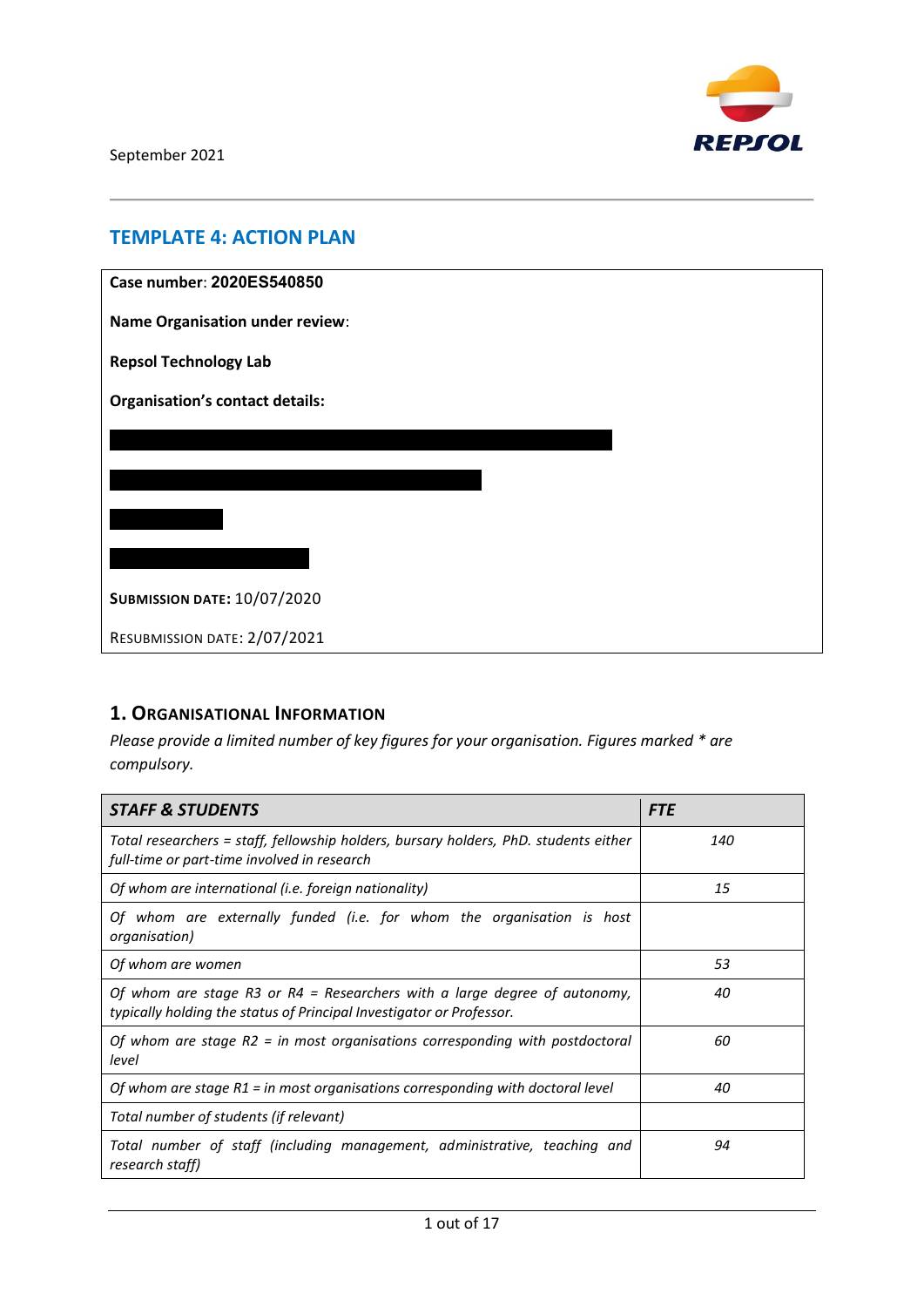September 2021

## TEMPLATE 4: ACTION PLAN

**Case number**: **2020ES540850**

**Name Organisation under review**:

**Repsol Technology Lab**

**Organisation's contact details:**

**SUBMISSION DATE:** 10/07/2020

RESUBMISSION DATE: 2/07/2021

## 1. ORGANISATIONAL INFORMATION

*Please provide a limited number of key figures for your organisation. Figures marked * are compulsory.*

| *STAFF & STUDENTS* | *FTE* |
|---|---|
| *Total researchers = staff, fellowship holders, bursary holders, PhD. students either full-time or part-time involved in research* | *140* |
| *Of whom are international (i.e. foreign nationality)* | *15* |
| *Of whom are externally funded (i.e. for whom the organisation is host organisation)* | |
| *Of whom are women* | *53* |
| *Of whom are stage R3 or R4 = Researchers with a large degree of autonomy, typically holding the status of Principal Investigator or Professor.* | *40* |
| *Of whom are stage R2 = in most organisations corresponding with postdoctoral level* | *60* |
| *Of whom are stage R1 = in most organisations corresponding with doctoral level* | *40* |
| *Total number of students (if relevant)* | |
| *Total number of staff (including management, administrative, teaching and research staff)* | *94* |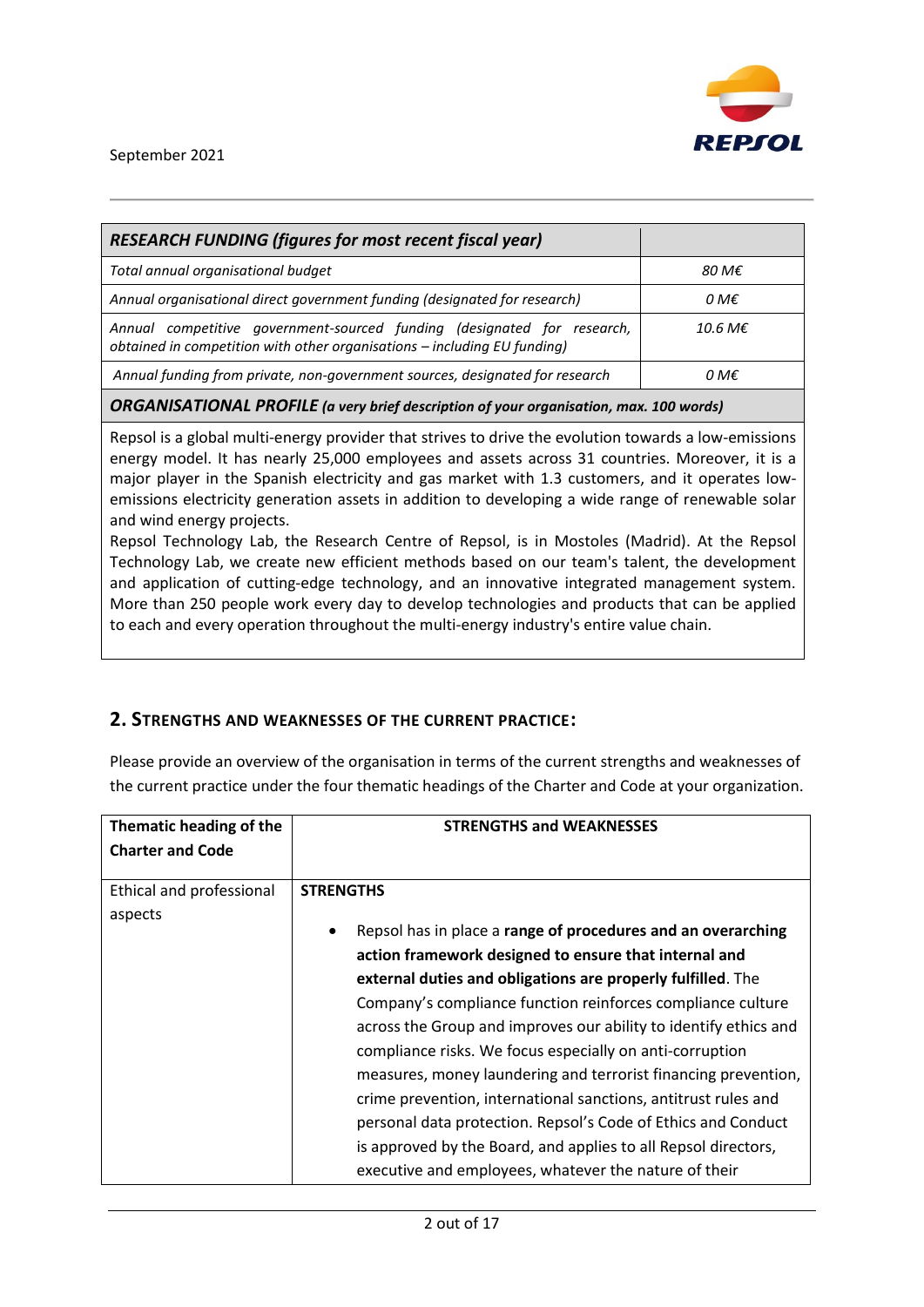September 2021

| *RESEARCH FUNDING (figures for most recent fiscal year)* | |
|---|---|
| *Total annual organisational budget* | *80 M€* |
| *Annual organisational direct government funding (designated for research)* | *0 M€* |
| *Annual competitive government-sourced funding (designated for research, obtained in competition with other organisations – including EU funding)* | *10.6 M€* |
| *Annual funding from private, non-government sources, designated for research* | *0 M€* |

***ORGANISATIONAL PROFILE** (a very brief description of your organisation, max. 100 words)*

Repsol is a global multi-energy provider that strives to drive the evolution towards a low-emissions energy model. It has nearly 25,000 employees and assets across 31 countries. Moreover, it is a major player in the Spanish electricity and gas market with 1.3 customers, and it operates low-emissions electricity generation assets in addition to developing a wide range of renewable solar and wind energy projects.
Repsol Technology Lab, the Research Centre of Repsol, is in Mostoles (Madrid). At the Repsol Technology Lab, we create new efficient methods based on our team's talent, the development and application of cutting-edge technology, and an innovative integrated management system. More than 250 people work every day to develop technologies and products that can be applied to each and every operation throughout the multi-energy industry's entire value chain.

## 2. Strengths and weaknesses of the current practice:

Please provide an overview of the organisation in terms of the current strengths and weaknesses of the current practice under the four thematic headings of the Charter and Code at your organization.

| Thematic heading of the Charter and Code | STRENGTHS and WEAKNESSES |
|---|---|
| Ethical and professional aspects | **STRENGTHS**<br><br>• Repsol has in place a **range of procedures and an overarching action framework designed to ensure that internal and external duties and obligations are properly fulfilled**. The Company's compliance function reinforces compliance culture across the Group and improves our ability to identify ethics and compliance risks. We focus especially on anti-corruption measures, money laundering and terrorist financing prevention, crime prevention, international sanctions, antitrust rules and personal data protection. Repsol's Code of Ethics and Conduct is approved by the Board, and applies to all Repsol directors, executive and employees, whatever the nature of their |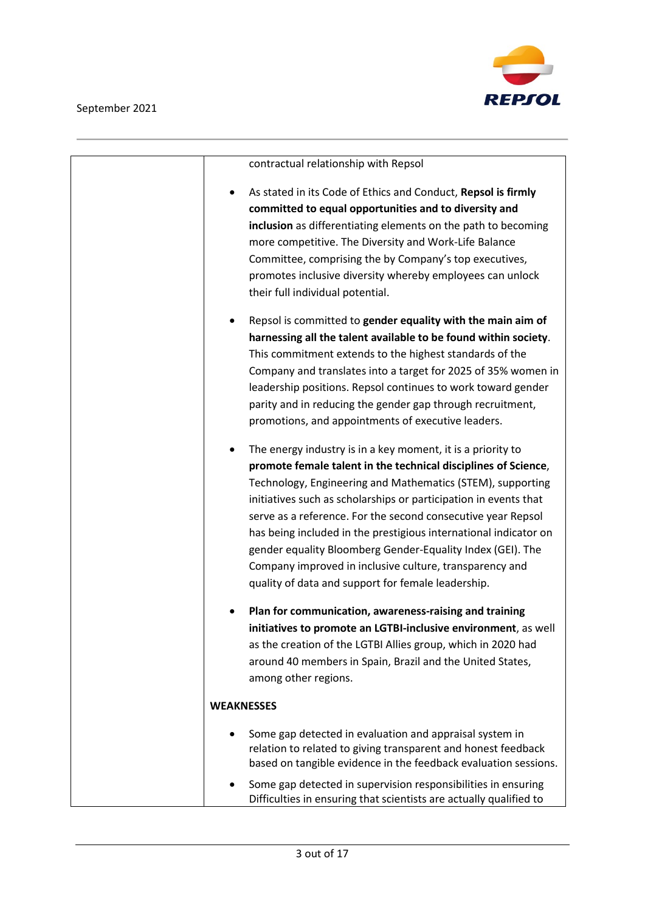| | contractual relationship with Repsol<br><br>• As stated in its Code of Ethics and Conduct, **Repsol is firmly committed to equal opportunities and to diversity and inclusion** as differentiating elements on the path to becoming more competitive. The Diversity and Work-Life Balance Committee, comprising the by Company's top executives, promotes inclusive diversity whereby employees can unlock their full individual potential.<br><br>• Repsol is committed to **gender equality with the main aim of harnessing all the talent available to be found within society**. This commitment extends to the highest standards of the Company and translates into a target for 2025 of 35% women in leadership positions. Repsol continues to work toward gender parity and in reducing the gender gap through recruitment, promotions, and appointments of executive leaders.<br><br>• The energy industry is in a key moment, it is a priority to **promote female talent in the technical disciplines of Science**, Technology, Engineering and Mathematics (STEM), supporting initiatives such as scholarships or participation in events that serve as a reference. For the second consecutive year Repsol has being included in the prestigious international indicator on gender equality Bloomberg Gender-Equality Index (GEI). The Company improved in inclusive culture, transparency and quality of data and support for female leadership.<br><br>• **Plan for communication, awareness-raising and training initiatives to promote an LGTBI-inclusive environment**, as well as the creation of the LGTBI Allies group, which in 2020 had around 40 members in Spain, Brazil and the United States, among other regions.<br><br>**WEAKNESSES**<br><br>• Some gap detected in evaluation and appraisal system in relation to related to giving transparent and honest feedback based on tangible evidence in the feedback evaluation sessions.<br><br>• Some gap detected in supervision responsibilities in ensuring Difficulties in ensuring that scientists are actually qualified to |
|---|---|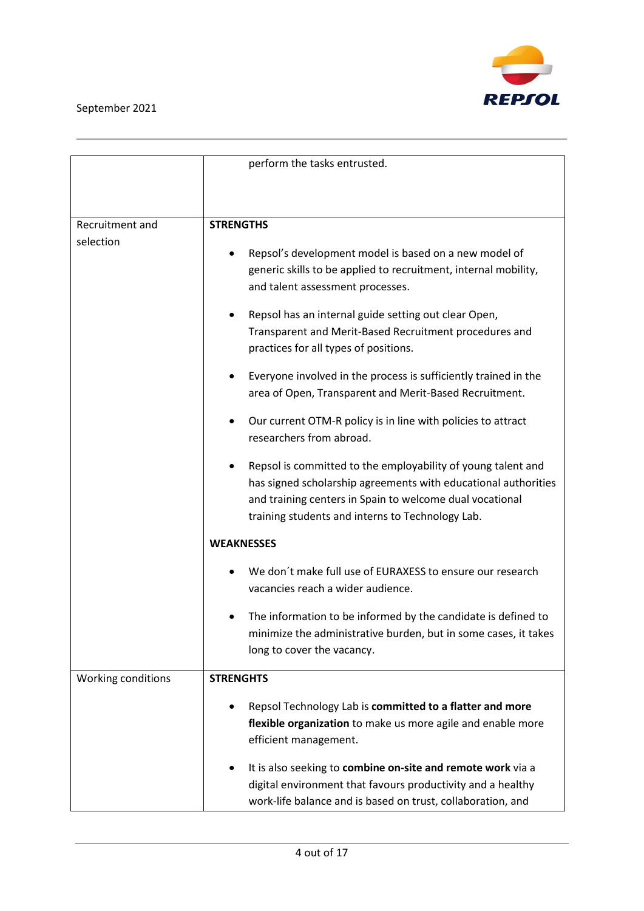| | |
|---|---|
| | perform the tasks entrusted. |
| Recruitment and selection | **STRENGTHS**<br><br>• Repsol's development model is based on a new model of generic skills to be applied to recruitment, internal mobility, and talent assessment processes.<br>• Repsol has an internal guide setting out clear Open, Transparent and Merit-Based Recruitment procedures and practices for all types of positions.<br>• Everyone involved in the process is sufficiently trained in the area of Open, Transparent and Merit-Based Recruitment.<br>• Our current OTM-R policy is in line with policies to attract researchers from abroad.<br>• Repsol is committed to the employability of young talent and has signed scholarship agreements with educational authorities and training centers in Spain to welcome dual vocational training students and interns to Technology Lab.<br><br>**WEAKNESSES**<br><br>• We don´t make full use of EURAXESS to ensure our research vacancies reach a wider audience.<br>• The information to be informed by the candidate is defined to minimize the administrative burden, but in some cases, it takes long to cover the vacancy. |
| Working conditions | **STRENGHTS**<br><br>• Repsol Technology Lab is **committed to a flatter and more flexible organization** to make us more agile and enable more efficient management.<br>• It is also seeking to **combine on-site and remote work** via a digital environment that favours productivity and a healthy work-life balance and is based on trust, collaboration, and |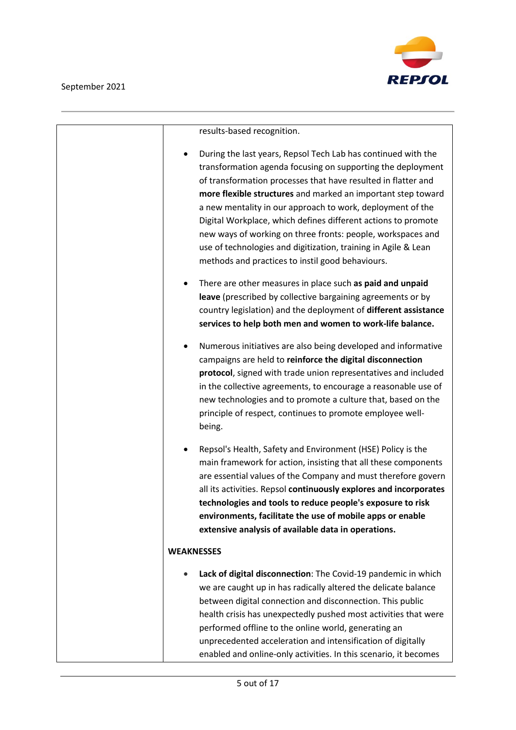| | |
|---|---|
| | results-based recognition.<br><br>• During the last years, Repsol Tech Lab has continued with the transformation agenda focusing on supporting the deployment of transformation processes that have resulted in flatter and **more flexible structures** and marked an important step toward a new mentality in our approach to work, deployment of the Digital Workplace, which defines different actions to promote new ways of working on three fronts: people, workspaces and use of technologies and digitization, training in Agile & Lean methods and practices to instil good behaviours.<br><br>• There are other measures in place such **as paid and unpaid leave** (prescribed by collective bargaining agreements or by country legislation) and the deployment of **different assistance services to help both men and women to work-life balance.**<br><br>• Numerous initiatives are also being developed and informative campaigns are held to **reinforce the digital disconnection protocol**, signed with trade union representatives and included in the collective agreements, to encourage a reasonable use of new technologies and to promote a culture that, based on the principle of respect, continues to promote employee well-being.<br><br>• Repsol's Health, Safety and Environment (HSE) Policy is the main framework for action, insisting that all these components are essential values of the Company and must therefore govern all its activities. Repsol **continuously explores and incorporates technologies and tools to reduce people's exposure to risk environments, facilitate the use of mobile apps or enable extensive analysis of available data in operations.**<br><br>**WEAKNESSES**<br><br>• **Lack of digital disconnection**: The Covid-19 pandemic in which we are caught up in has radically altered the delicate balance between digital connection and disconnection. This public health crisis has unexpectedly pushed most activities that were performed offline to the online world, generating an unprecedented acceleration and intensification of digitally enabled and online-only activities. In this scenario, it becomes |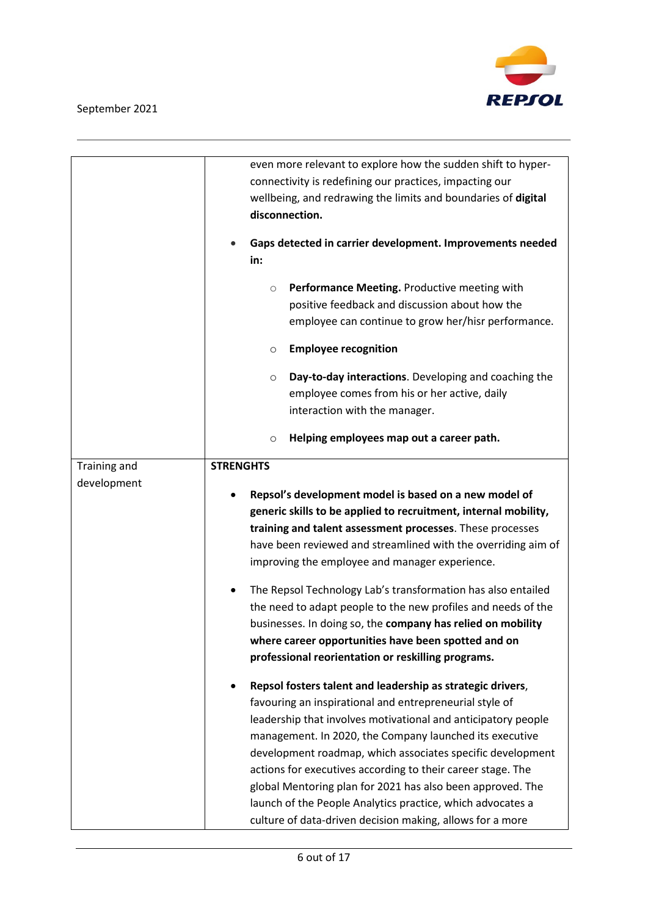| | |
|---|---|
| | even more relevant to explore how the sudden shift to hyper-connectivity is redefining our practices, impacting our wellbeing, and redrawing the limits and boundaries of **digital disconnection.**<br><br>• **Gaps detected in carrier development. Improvements needed in:**<br>&nbsp;&nbsp;&nbsp;&nbsp;○ **Performance Meeting.** Productive meeting with positive feedback and discussion about how the employee can continue to grow her/hisr performance.<br>&nbsp;&nbsp;&nbsp;&nbsp;○ **Employee recognition**<br>&nbsp;&nbsp;&nbsp;&nbsp;○ **Day-to-day interactions**. Developing and coaching the employee comes from his or her active, daily interaction with the manager.<br>&nbsp;&nbsp;&nbsp;&nbsp;○ **Helping employees map out a career path.** |
| Training and development | **STRENGHTS**<br><br>• **Repsol's development model is based on a new model of generic skills to be applied to recruitment, internal mobility, training and talent assessment processes**. These processes have been reviewed and streamlined with the overriding aim of improving the employee and manager experience.<br><br>• The Repsol Technology Lab's transformation has also entailed the need to adapt people to the new profiles and needs of the businesses. In doing so, the **company has relied on mobility where career opportunities have been spotted and on professional reorientation or reskilling programs.**<br><br>• **Repsol fosters talent and leadership as strategic drivers**, favouring an inspirational and entrepreneurial style of leadership that involves motivational and anticipatory people management. In 2020, the Company launched its executive development roadmap, which associates specific development actions for executives according to their career stage. The global Mentoring plan for 2021 has also been approved. The launch of the People Analytics practice, which advocates a culture of data-driven decision making, allows for a more |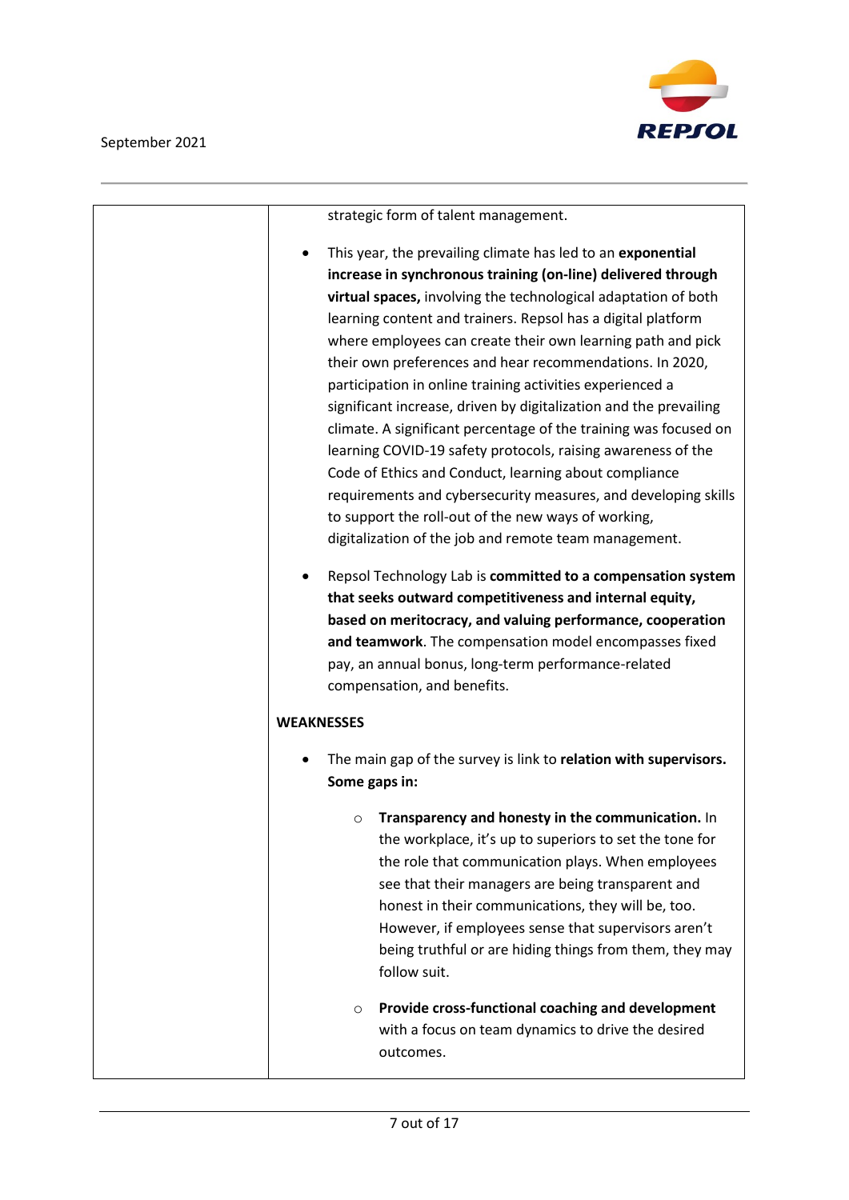| | |
|---|---|
| | strategic form of talent management.<br><br>• This year, the prevailing climate has led to an **exponential increase in synchronous training (on-line) delivered through virtual spaces,** involving the technological adaptation of both learning content and trainers. Repsol has a digital platform where employees can create their own learning path and pick their own preferences and hear recommendations. In 2020, participation in online training activities experienced a significant increase, driven by digitalization and the prevailing climate. A significant percentage of the training was focused on learning COVID-19 safety protocols, raising awareness of the Code of Ethics and Conduct, learning about compliance requirements and cybersecurity measures, and developing skills to support the roll-out of the new ways of working, digitalization of the job and remote team management.<br><br>• Repsol Technology Lab is **committed to a compensation system that seeks outward competitiveness and internal equity, based on meritocracy, and valuing performance, cooperation and teamwork**. The compensation model encompasses fixed pay, an annual bonus, long-term performance-related compensation, and benefits.<br><br>**WEAKNESSES**<br><br>• The main gap of the survey is link to **relation with supervisors. Some gaps in:**<br><br>  ○ **Transparency and honesty in the communication.** In the workplace, it's up to superiors to set the tone for the role that communication plays. When employees see that their managers are being transparent and honest in their communications, they will be, too. However, if employees sense that supervisors aren't being truthful or are hiding things from them, they may follow suit.<br><br>  ○ **Provide cross-functional coaching and development** with a focus on team dynamics to drive the desired outcomes. |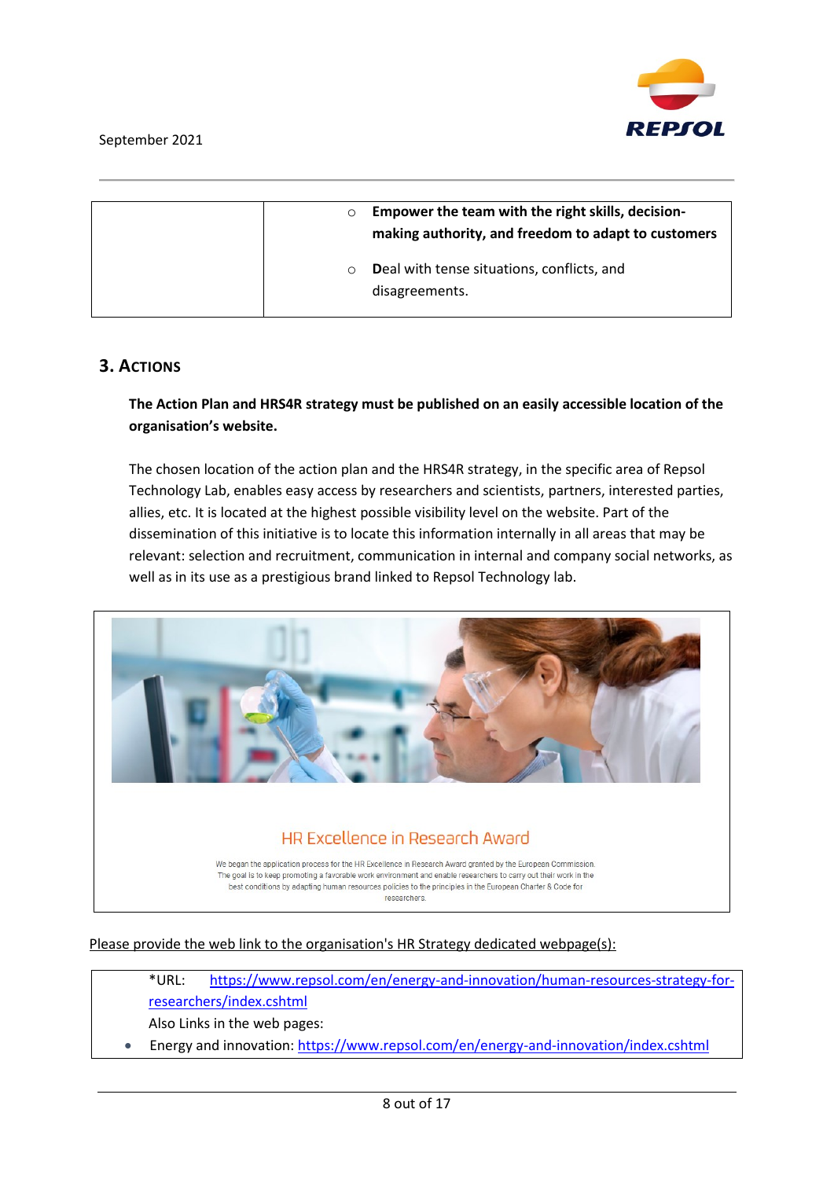| | |
|---|---|
| | ○ **Empower the team with the right skills, decision-making authority, and freedom to adapt to customers**<br><br>○ **D**eal with tense situations, conflicts, and disagreements. |

## 3. Actions

**The Action Plan and HRS4R strategy must be published on an easily accessible location of the organisation's website.**

The chosen location of the action plan and the HRS4R strategy, in the specific area of Repsol Technology Lab, enables easy access by researchers and scientists, partners, interested parties, allies, etc. It is located at the highest possible visibility level on the website. Part of the dissemination of this initiative is to locate this information internally in all areas that may be relevant: selection and recruitment, communication in internal and company social networks, as well as in its use as a prestigious brand linked to Repsol Technology lab.

HR Excellence in Research Award

We began the application process for the HR Excellence in Research Award granted by the European Commission. The goal is to keep promoting a favorable work environment and enable researchers to carry out their work in the best conditions by adapting human resources policies to the principles in the European Charter & Code for researchers.

Please provide the web link to the organisation's HR Strategy dedicated webpage(s):

*URL: https://www.repsol.com/en/energy-and-innovation/human-resources-strategy-for-researchers/index.cshtml

Also Links in the web pages:

- Energy and innovation: https://www.repsol.com/en/energy-and-innovation/index.cshtml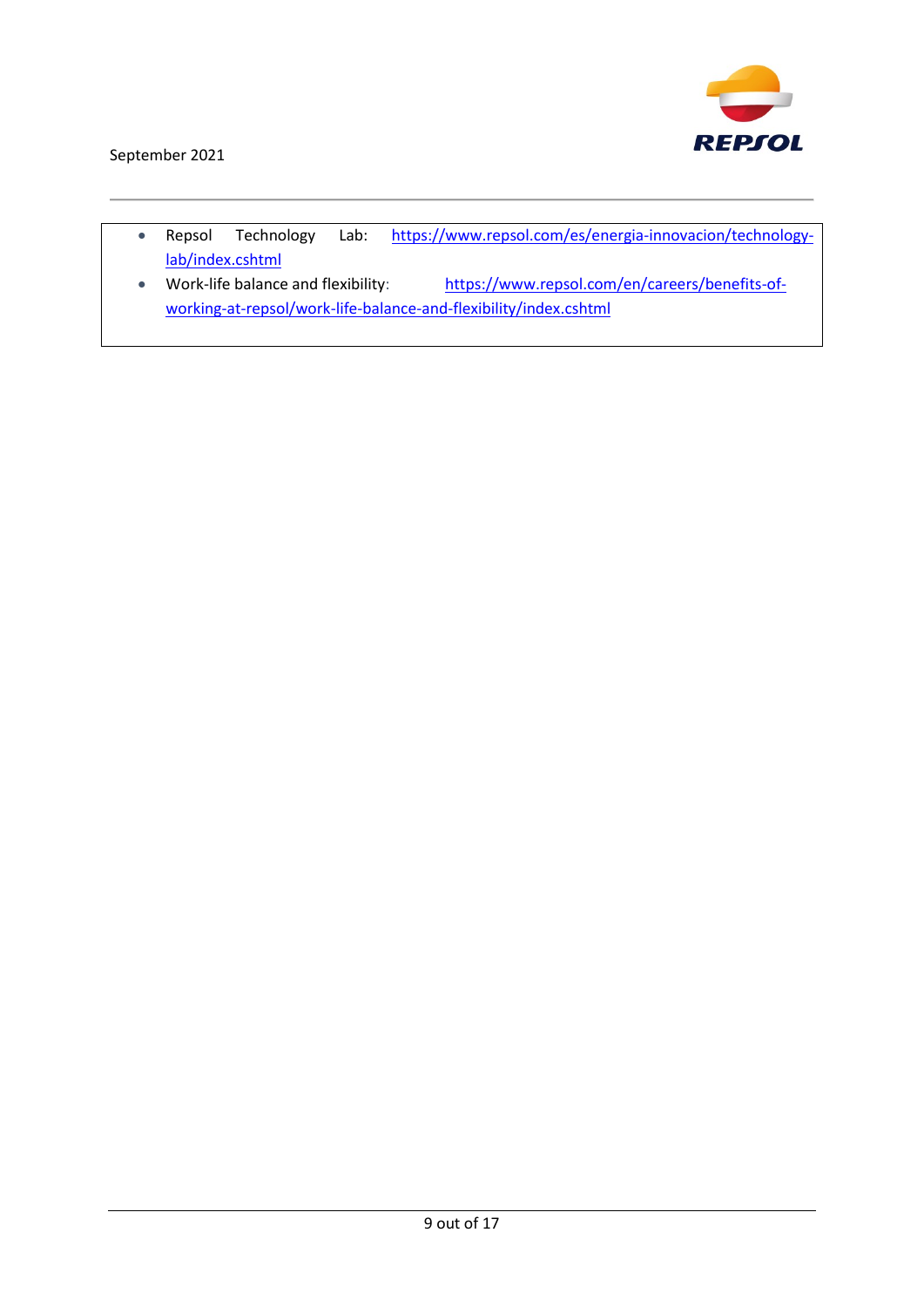- Repsol Technology Lab: https://www.repsol.com/es/energia-innovacion/technology-lab/index.cshtml
- Work-life balance and flexibility: https://www.repsol.com/en/careers/benefits-of-working-at-repsol/work-life-balance-and-flexibility/index.cshtml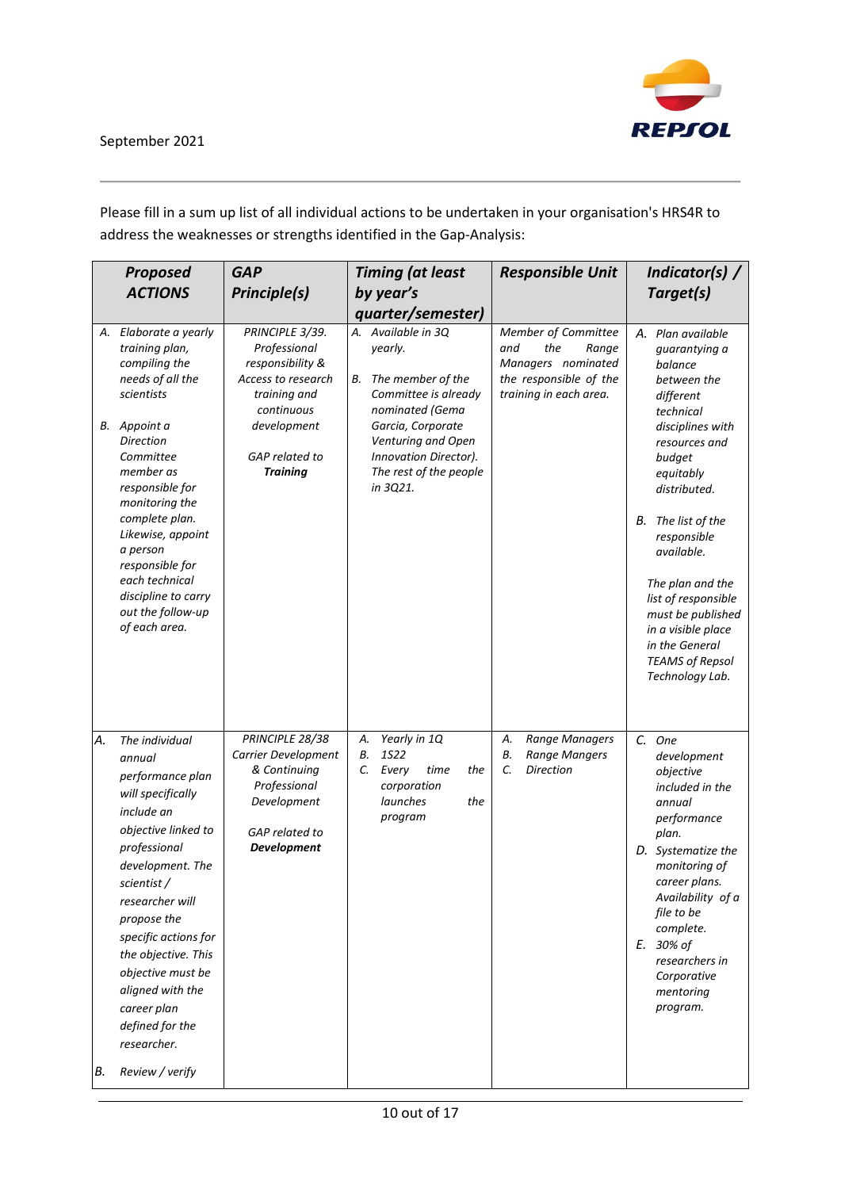September 2021

Please fill in a sum up list of all individual actions to be undertaken in your organisation's HRS4R to address the weaknesses or strengths identified in the Gap-Analysis:

| ***Proposed ACTIONS*** | ***GAP Principle(s)*** | ***Timing (at least by year's quarter/semester)*** | ***Responsible Unit*** | ***Indicator(s) / Target(s)*** |
|---|---|---|---|---|
| *A. Elaborate a yearly training plan, compiling the needs of all the scientists*<br><br>*B. Appoint a Direction Committee member as responsible for monitoring the complete plan. Likewise, appoint a person responsible for each technical discipline to carry out the follow-up of each area.* | *PRINCIPLE 3/39. Professional responsibility & Access to research training and continuous development*<br><br>*GAP related to **Training*** | *A. Available in 3Q yearly.*<br><br>*B. The member of the Committee is already nominated (Gema Garcia, Corporate Venturing and Open Innovation Director). The rest of the people in 3Q21.* | *Member of Committee and the Range Managers nominated the responsible of the training in each area.* | *A. Plan available guarantying a balance between the different technical disciplines with resources and budget equitably distributed.*<br><br>*B. The list of the responsible available.*<br><br>*The plan and the list of responsible must be published in a visible place in the General TEAMS of Repsol Technology Lab.* |
| *A. The individual annual performance plan will specifically include an objective linked to professional development. The scientist / researcher will propose the specific actions for the objective. This objective must be aligned with the career plan defined for the researcher.*<br><br>*B. Review / verify* | *PRINCIPLE 28/38 Carrier Development & Continuing Professional Development*<br><br>*GAP related to **Development*** | *A. Yearly in 1Q*<br>*B. 1S22*<br>*C. Every time the corporation launches the program* | *A. Range Managers*<br>*B. Range Mangers*<br>*C. Direction* | *C. One development objective included in the annual performance plan.*<br>*D. Systematize the monitoring of career plans. Availability of a file to be complete.*<br>*E. 30% of researchers in Corporative mentoring program.* |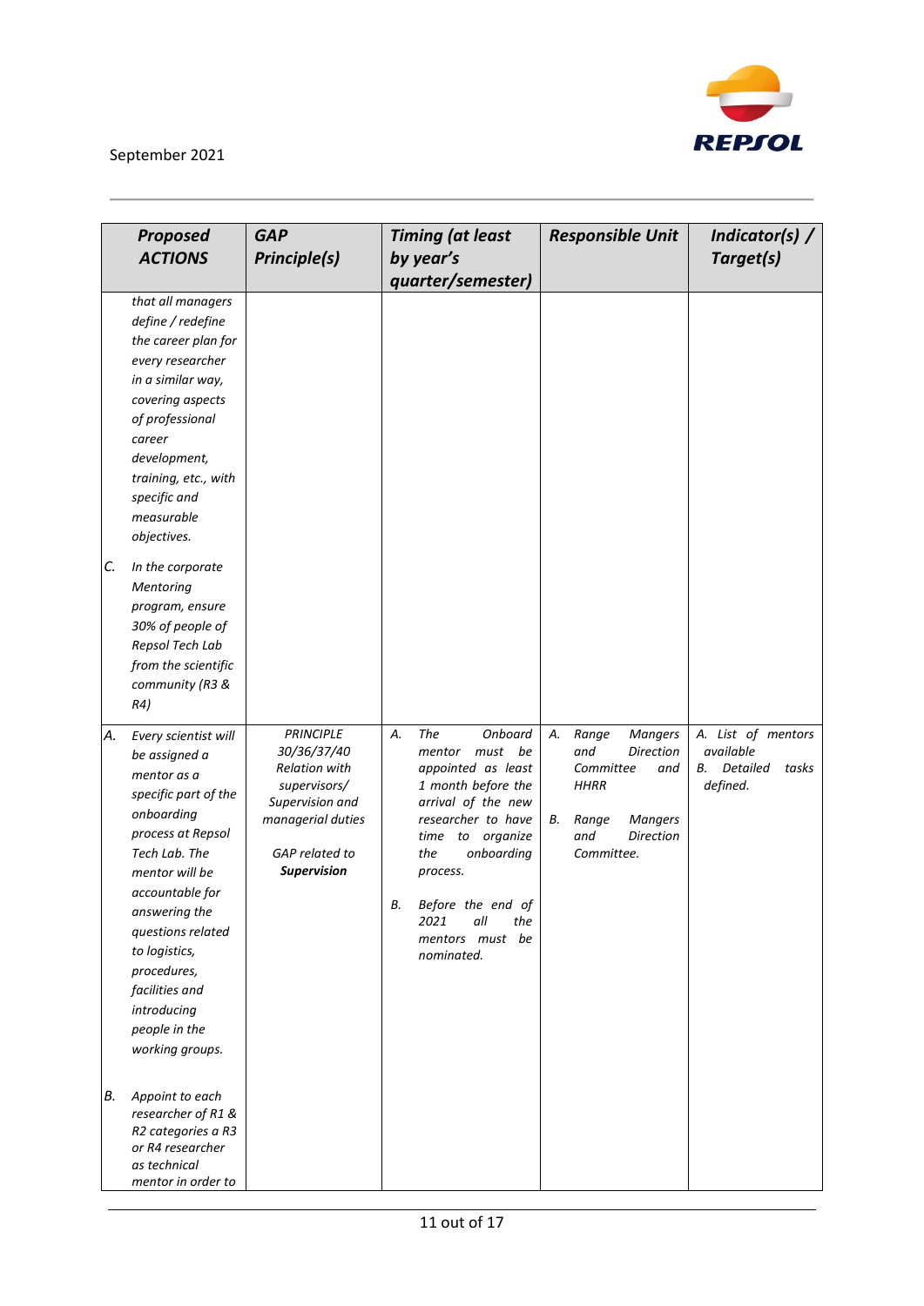| *Proposed ACTIONS* | *GAP Principle(s)* | *Timing (at least by year's quarter/semester)* | *Responsible Unit* | *Indicator(s) / Target(s)* |
|---|---|---|---|---|
| *that all managers define / redefine the career plan for every researcher in a similar way, covering aspects of professional career development, training, etc., with specific and measurable objectives.*<br><br>*C. In the corporate Mentoring program, ensure 30% of people of Repsol Tech Lab from the scientific community (R3 & R4)* | | | | |
| *A. Every scientist will be assigned a mentor as a specific part of the onboarding process at Repsol Tech Lab. The mentor will be accountable for answering the questions related to logistics, procedures, facilities and introducing people in the working groups.*<br><br>*B. Appoint to each researcher of R1 & R2 categories a R3 or R4 researcher as technical mentor in order to* | *PRINCIPLE 30/36/37/40 Relation with supervisors/ Supervision and managerial duties*<br><br>*GAP related to* ***Supervision*** | *A. The Onboard mentor must be appointed as least 1 month before the arrival of the new researcher to have time to organize the onboarding process.*<br><br>*B. Before the end of 2021 all the mentors must be nominated.* | *A. Range Mangers and Direction Committee and HHRR*<br><br>*B. Range Mangers and Direction Committee.* | *A. List of mentors available*<br>*B. Detailed tasks defined.* |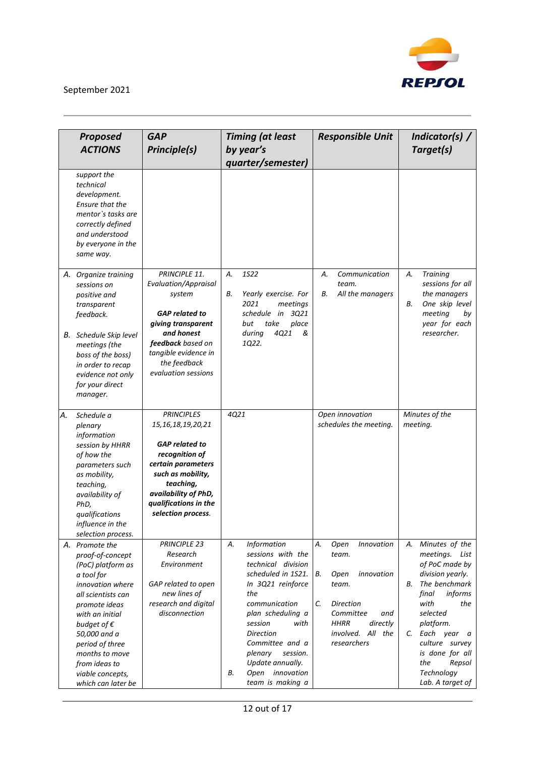| *Proposed ACTIONS* | *GAP Principle(s)* | *Timing (at least by year's quarter/semester)* | *Responsible Unit* | *Indicator(s) / Target(s)* |
|---|---|---|---|---|
| *support the technical development. Ensure that the mentor`s tasks are correctly defined and understood by everyone in the same way.* | | | | |
| *A. Organize training sessions on positive and transparent feedback.*<br><br>*B. Schedule Skip level meetings (the boss of the boss) in order to recap evidence not only for your direct manager.* | *PRINCIPLE 11. Evaluation/Appraisal system*<br><br>***GAP related to giving transparent and honest feedback** based on tangible evidence in the feedback evaluation sessions* | *A. 1S22*<br><br>*B. Yearly exercise. For 2021 meetings schedule in 3Q21 but take place during 4Q21 & 1Q22.* | *A. Communication team.*<br>*B. All the managers* | *A. Training sessions for all the managers*<br>*B. One skip level meeting by year for each researcher.* |
| *A. Schedule a plenary information session by HHRR of how the parameters such as mobility, teaching, availability of PhD, qualifications influence in the selection process.* | *PRINCIPLES 15,16,18,19,20,21*<br><br>***GAP related to recognition of certain parameters such as mobility, teaching, availability of PhD, qualifications in the selection process.*** | *4Q21* | *Open innovation schedules the meeting.* | *Minutes of the meeting.* |
| *A. Promote the proof-of-concept (PoC) platform as a tool for innovation where all scientists can promote ideas with an initial budget of € 50,000 and a period of three months to move from ideas to viable concepts, which can later be* | *PRINCIPLE 23 Research Environment*<br><br>*GAP related to open new lines of research and digital disconnection* | *A. Information sessions with the technical division scheduled in 1S21. In 3Q21 reinforce the communication plan scheduling a session with Direction Committee and a plenary session. Update annually.*<br>*B. Open innovation team is making a* | *A. Open Innovation team.*<br>*B. Open innovation team.*<br>*C. Direction Committee and HHRR directly involved. All the researchers* | *A. Minutes of the meetings. List of PoC made by division yearly.*<br>*B. The benchmark final informs with the selected platform.*<br>*C. Each year a culture survey is done for all the Repsol Technology Lab. A target of* |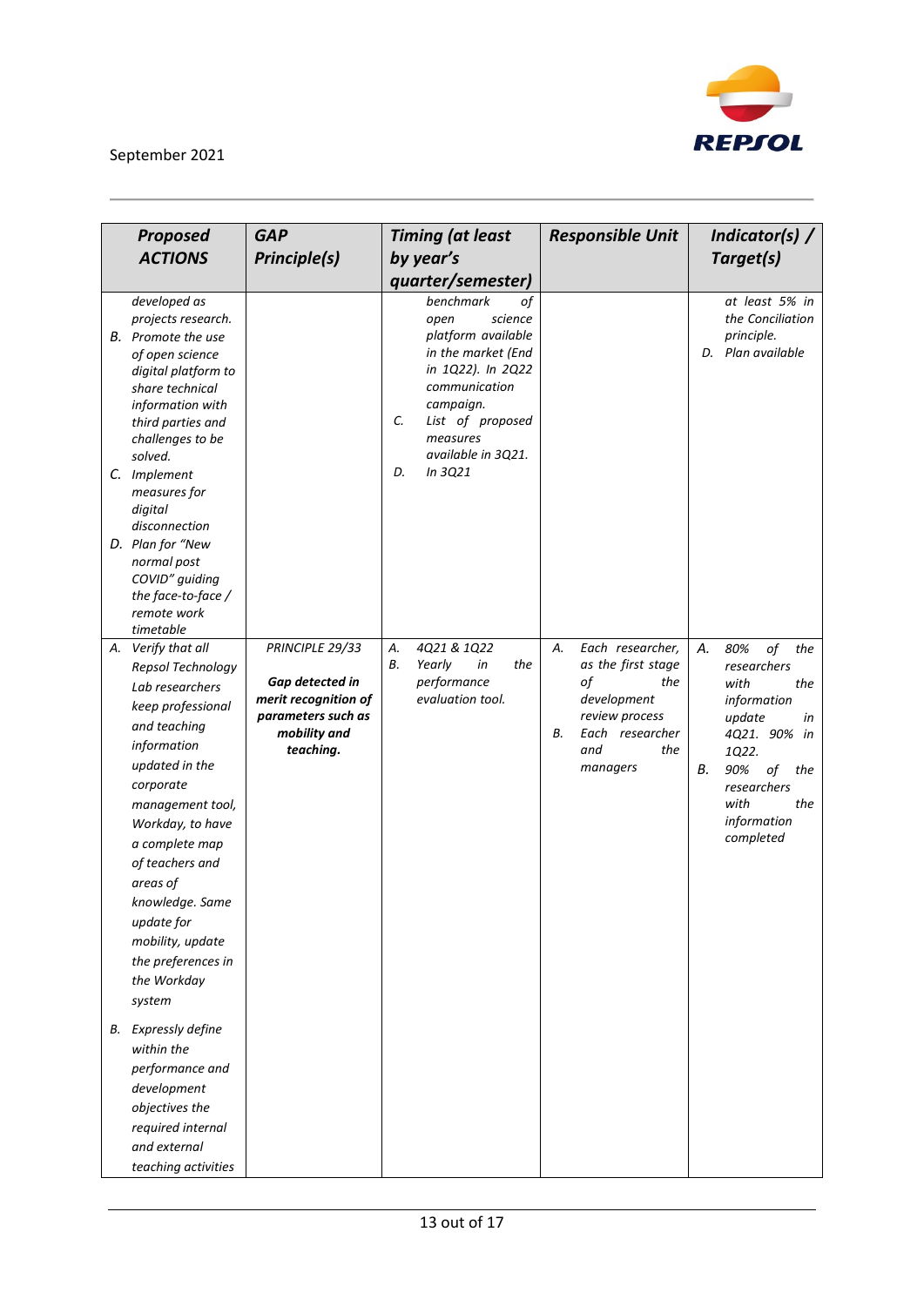| Proposed ACTIONS | GAP Principle(s) | Timing (at least by year's quarter/semester) | Responsible Unit | Indicator(s) / Target(s) |
|---|---|---|---|---|
| *developed as projects research.*<br>*B. Promote the use of open science digital platform to share technical information with third parties and challenges to be solved.*<br>*C. Implement measures for digital disconnection*<br>*D. Plan for "New normal post COVID" guiding the face-to-face / remote work timetable* | | *benchmark of open science platform available in the market (End in 1Q22). In 2Q22 communication campaign.*<br>*C. List of proposed measures available in 3Q21.*<br>*D. In 3Q21* | | *at least 5% in the Conciliation principle.*<br>*D. Plan available* |
| *A. Verify that all Repsol Technology Lab researchers keep professional and teaching information updated in the corporate management tool, Workday, to have a complete map of teachers and areas of knowledge. Same update for mobility, update the preferences in the Workday system*<br>*B. Expressly define within the performance and development objectives the required internal and external teaching activities* | *PRINCIPLE 29/33*<br>***Gap detected in merit recognition of parameters such as mobility and teaching.*** | *A. 4Q21 & 1Q22*<br>*B. Yearly in the performance evaluation tool.* | *A. Each researcher, as the first stage of the development review process*<br>*B. Each researcher and the managers* | *A. 80% of the researchers with the information update in 4Q21. 90% in 1Q22.*<br>*B. 90% of the researchers with the information completed* |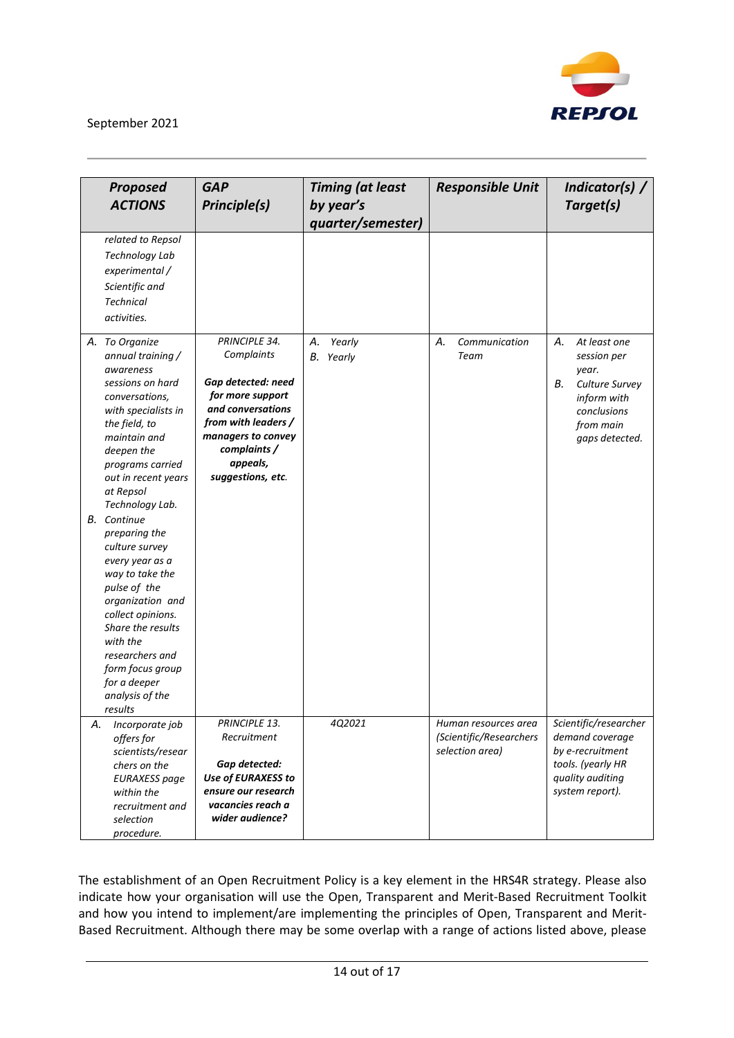| Proposed ACTIONS | GAP Principle(s) | Timing (at least by year's quarter/semester) | Responsible Unit | Indicator(s) / Target(s) |
|---|---|---|---|---|
| *related to Repsol Technology Lab experimental / Scientific and Technical activities.* | | | | |
| *A. To Organize annual training / awareness sessions on hard conversations, with specialists in the field, to maintain and deepen the programs carried out in recent years at Repsol Technology Lab.* *B. Continue preparing the culture survey every year as a way to take the pulse of the organization and collect opinions. Share the results with the researchers and form focus group for a deeper analysis of the results* | *PRINCIPLE 34. Complaints* ***Gap detected: need for more support and conversations from with leaders / managers to convey complaints / appeals, suggestions, etc.*** | *A. Yearly* *B. Yearly* | *A. Communication Team* | *A. At least one session per year.* *B. Culture Survey inform with conclusions from main gaps detected.* |
| *A. Incorporate job offers for scientists/researchers on the EURAXESS page within the recruitment and selection procedure.* | *PRINCIPLE 13. Recruitment* ***Gap detected: Use of EURAXESS to ensure our research vacancies reach a wider audience?*** | *4Q2021* | *Human resources area (Scientific/Researchers selection area)* | *Scientific/researcher demand coverage by e-recruitment tools. (yearly HR quality auditing system report).* |

The establishment of an Open Recruitment Policy is a key element in the HRS4R strategy. Please also indicate how your organisation will use the Open, Transparent and Merit-Based Recruitment Toolkit and how you intend to implement/are implementing the principles of Open, Transparent and Merit-Based Recruitment. Although there may be some overlap with a range of actions listed above, please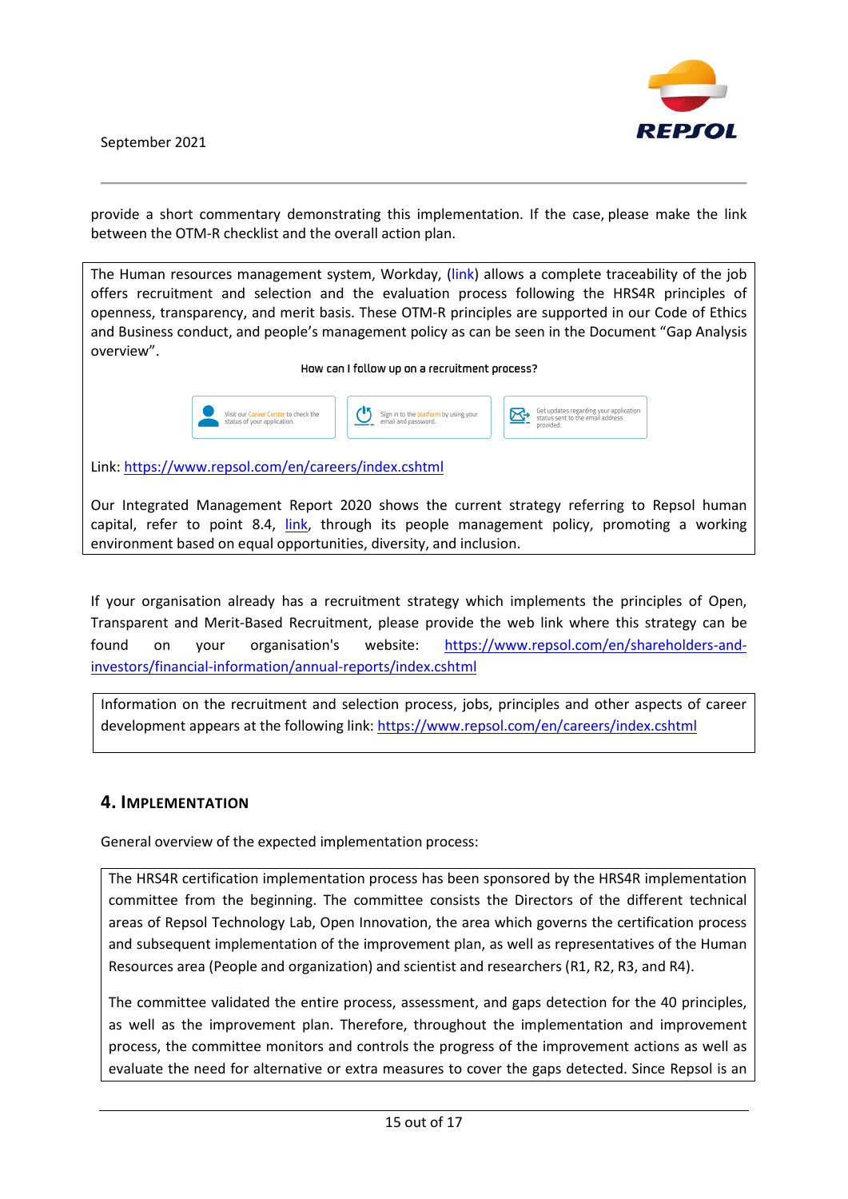provide a short commentary demonstrating this implementation. If the case, please make the link between the OTM-R checklist and the overall action plan.

The Human resources management system, Workday, (link) allows a complete traceability of the job offers recruitment and selection and the evaluation process following the HRS4R principles of openness, transparency, and merit basis. These OTM-R principles are supported in our Code of Ethics and Business conduct, and people's management policy as can be seen in the Document "Gap Analysis overview".

How can I follow up on a recruitment process?

Visit our Career Center to check the status of your application.

Sign in to the platform by using your email and password.

Get updates regarding your application status sent to the email address provided.

Link: https://www.repsol.com/en/careers/index.cshtml

Our Integrated Management Report 2020 shows the current strategy referring to Repsol human capital, refer to point 8.4, link, through its people management policy, promoting a working environment based on equal opportunities, diversity, and inclusion.

If your organisation already has a recruitment strategy which implements the principles of Open, Transparent and Merit-Based Recruitment, please provide the web link where this strategy can be found on your organisation's website: https://www.repsol.com/en/shareholders-and-investors/financial-information/annual-reports/index.cshtml

Information on the recruitment and selection process, jobs, principles and other aspects of career development appears at the following link: https://www.repsol.com/en/careers/index.cshtml

## 4. Implementation

General overview of the expected implementation process:

The HRS4R certification implementation process has been sponsored by the HRS4R implementation committee from the beginning. The committee consists the Directors of the different technical areas of Repsol Technology Lab, Open Innovation, the area which governs the certification process and subsequent implementation of the improvement plan, as well as representatives of the Human Resources area (People and organization) and scientist and researchers (R1, R2, R3, and R4).

The committee validated the entire process, assessment, and gaps detection for the 40 principles, as well as the improvement plan. Therefore, throughout the implementation and improvement process, the committee monitors and controls the progress of the improvement actions as well as evaluate the need for alternative or extra measures to cover the gaps detected. Since Repsol is an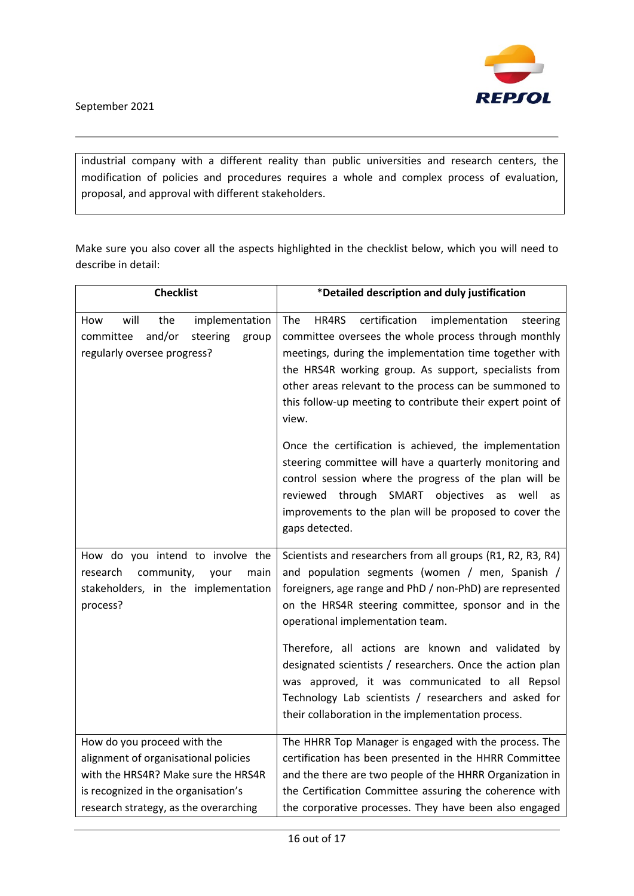| industrial company with a different reality than public universities and research centers, the modification of policies and procedures requires a whole and complex process of evaluation, proposal, and approval with different stakeholders. |
|---|

Make sure you also cover all the aspects highlighted in the checklist below, which you will need to describe in detail:

| Checklist | *Detailed description and duly justification |
|---|---|
| How will the implementation committee and/or steering group regularly oversee progress? | The HR4RS certification implementation steering committee oversees the whole process through monthly meetings, during the implementation time together with the HRS4R working group. As support, specialists from other areas relevant to the process can be summoned to this follow-up meeting to contribute their expert point of view.<br><br>Once the certification is achieved, the implementation steering committee will have a quarterly monitoring and control session where the progress of the plan will be reviewed through SMART objectives as well as improvements to the plan will be proposed to cover the gaps detected. |
| How do you intend to involve the research community, your main stakeholders, in the implementation process? | Scientists and researchers from all groups (R1, R2, R3, R4) and population segments (women / men, Spanish / foreigners, age range and PhD / non-PhD) are represented on the HRS4R steering committee, sponsor and in the operational implementation team.<br><br>Therefore, all actions are known and validated by designated scientists / researchers. Once the action plan was approved, it was communicated to all Repsol Technology Lab scientists / researchers and asked for their collaboration in the implementation process. |
| How do you proceed with the alignment of organisational policies with the HRS4R? Make sure the HRS4R is recognized in the organisation's research strategy, as the overarching | The HHRR Top Manager is engaged with the process. The certification has been presented in the HHRR Committee and the there are two people of the HHRR Organization in the Certification Committee assuring the coherence with the corporative processes. They have been also engaged |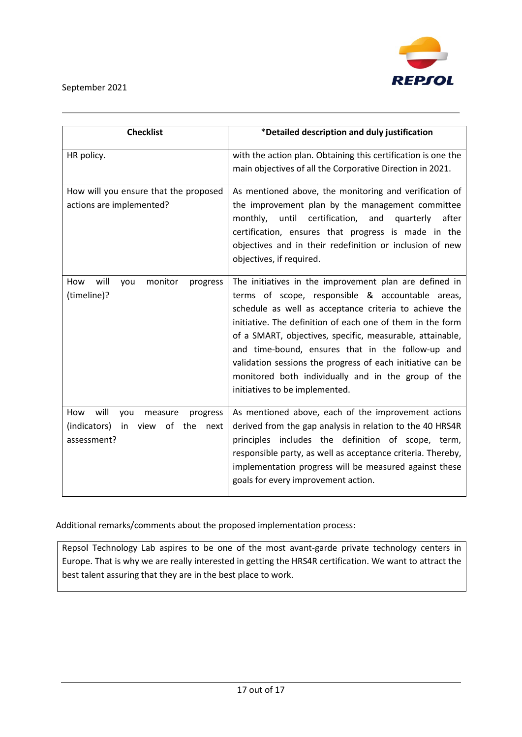| Checklist | *Detailed description and duly justification |
|---|---|
| HR policy. | with the action plan. Obtaining this certification is one the main objectives of all the Corporative Direction in 2021. |
| How will you ensure that the proposed actions are implemented? | As mentioned above, the monitoring and verification of the improvement plan by the management committee monthly, until certification, and quarterly after certification, ensures that progress is made in the objectives and in their redefinition or inclusion of new objectives, if required. |
| How will you monitor progress (timeline)? | The initiatives in the improvement plan are defined in terms of scope, responsible & accountable areas, schedule as well as acceptance criteria to achieve the initiative. The definition of each one of them in the form of a SMART, objectives, specific, measurable, attainable, and time-bound, ensures that in the follow-up and validation sessions the progress of each initiative can be monitored both individually and in the group of the initiatives to be implemented. |
| How will you measure progress (indicators) in view of the next assessment? | As mentioned above, each of the improvement actions derived from the gap analysis in relation to the 40 HRS4R principles includes the definition of scope, term, responsible party, as well as acceptance criteria. Thereby, implementation progress will be measured against these goals for every improvement action. |

Additional remarks/comments about the proposed implementation process:

| |
|---|
| Repsol Technology Lab aspires to be one of the most avant-garde private technology centers in Europe. That is why we are really interested in getting the HRS4R certification. We want to attract the best talent assuring that they are in the best place to work. |